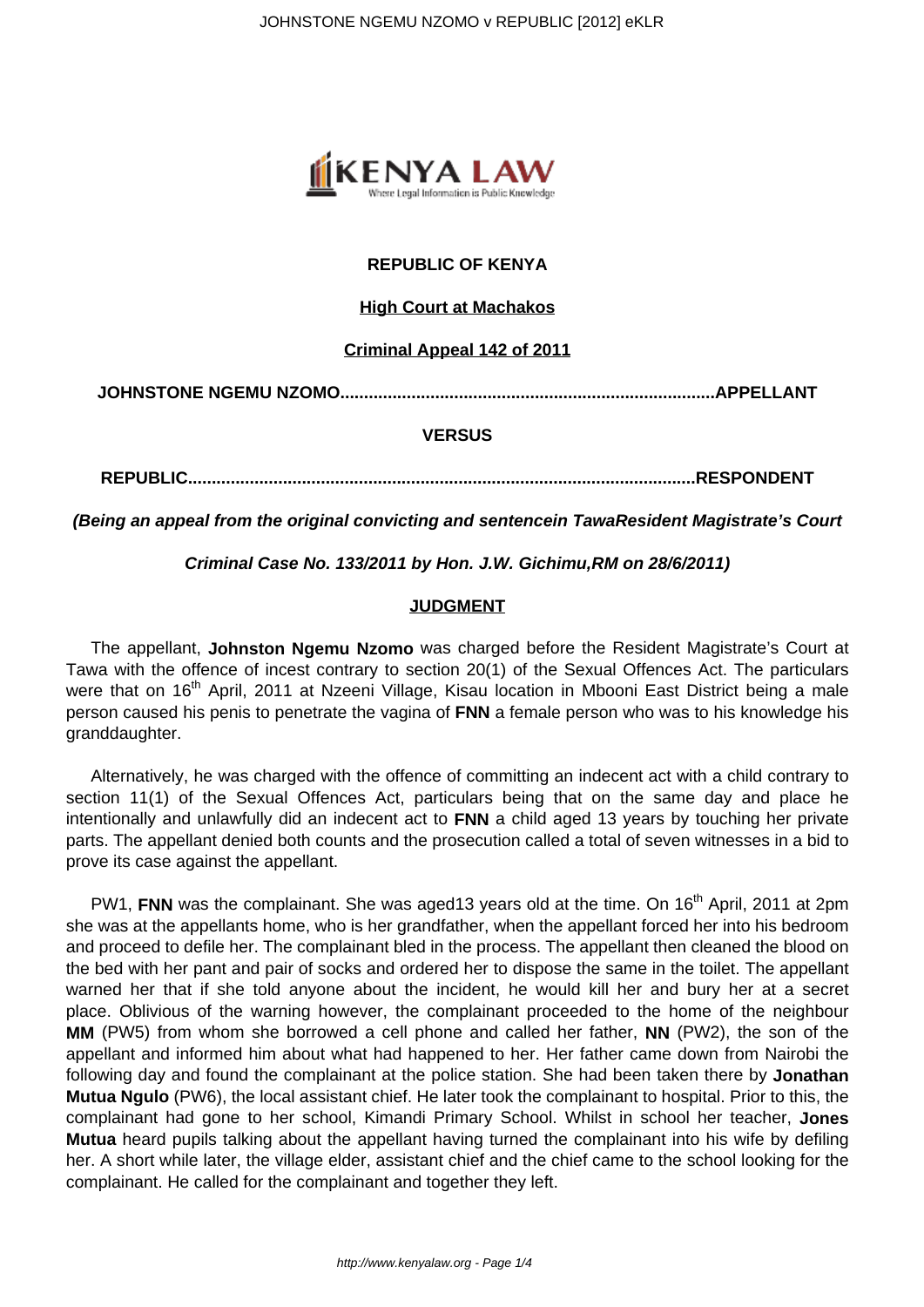**REPUBLIC OF KENYA**

**High Court at Machakos**

**Criminal Appeal 142 of 2011**

**JOHNSTONE NGEMU NZOMO..............................................................................APPELLANT**

**VERSUS**

**REPUBLIC..........................................................................................................RESPONDENT**

***(Being an appeal from the original convicting and sentencein TawaResident Magistrate's Court***

***Criminal Case No. 133/2011 by Hon. J.W. Gichimu,RM on 28/6/2011)***

**JUDGMENT**

The appellant, **Johnston Ngemu Nzomo** was charged before the Resident Magistrate's Court at Tawa with the offence of incest contrary to section 20(1) of the Sexual Offences Act. The particulars were that on 16th April, 2011 at Nzeeni Village, Kisau location in Mbooni East District being a male person caused his penis to penetrate the vagina of **FNN** a female person who was to his knowledge his granddaughter.

Alternatively, he was charged with the offence of committing an indecent act with a child contrary to section 11(1) of the Sexual Offences Act, particulars being that on the same day and place he intentionally and unlawfully did an indecent act to **FNN** a child aged 13 years by touching her private parts. The appellant denied both counts and the prosecution called a total of seven witnesses in a bid to prove its case against the appellant.

PW1, **FNN** was the complainant. She was aged13 years old at the time. On 16th April, 2011 at 2pm she was at the appellants home, who is her grandfather, when the appellant forced her into his bedroom and proceed to defile her. The complainant bled in the process. The appellant then cleaned the blood on the bed with her pant and pair of socks and ordered her to dispose the same in the toilet. The appellant warned her that if she told anyone about the incident, he would kill her and bury her at a secret place. Oblivious of the warning however, the complainant proceeded to the home of the neighbour **MM** (PW5) from whom she borrowed a cell phone and called her father, **NN** (PW2), the son of the appellant and informed him about what had happened to her. Her father came down from Nairobi the following day and found the complainant at the police station. She had been taken there by **Jonathan Mutua Ngulo** (PW6), the local assistant chief. He later took the complainant to hospital. Prior to this, the complainant had gone to her school, Kimandi Primary School. Whilst in school her teacher, **Jones Mutua** heard pupils talking about the appellant having turned the complainant into his wife by defiling her. A short while later, the village elder, assistant chief and the chief came to the school looking for the complainant. He called for the complainant and together they left.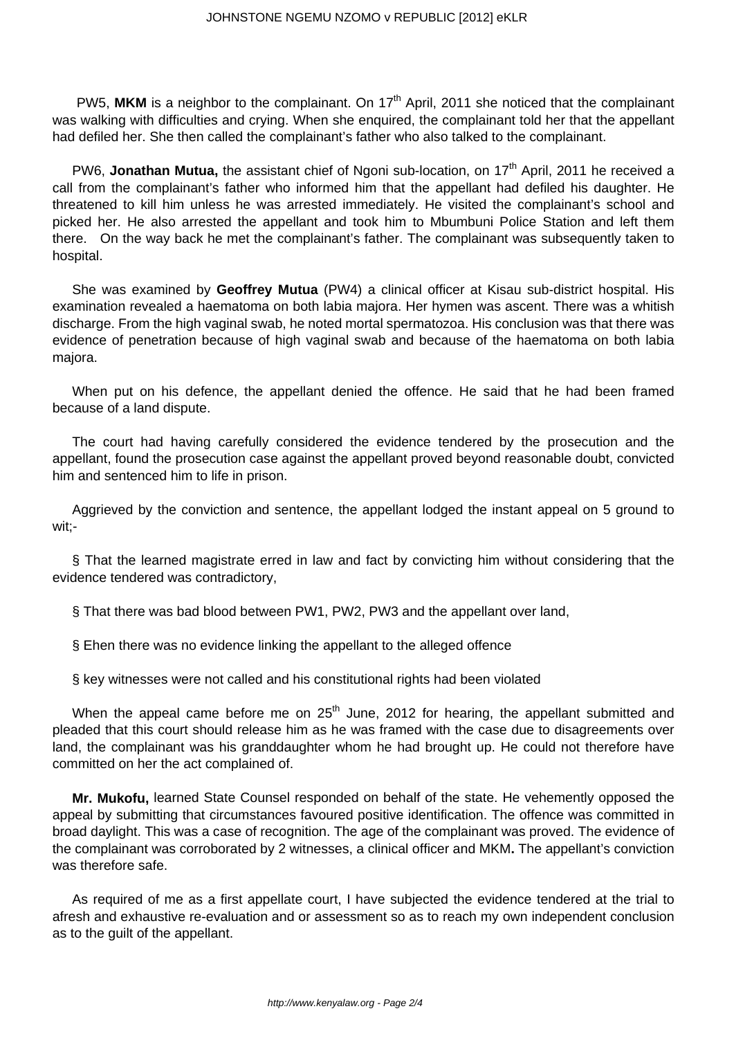PW5, **MKM** is a neighbor to the complainant. On 17th April, 2011 she noticed that the complainant was walking with difficulties and crying. When she enquired, the complainant told her that the appellant had defiled her. She then called the complainant's father who also talked to the complainant.

PW6, **Jonathan Mutua,** the assistant chief of Ngoni sub-location, on 17th April, 2011 he received a call from the complainant's father who informed him that the appellant had defiled his daughter. He threatened to kill him unless he was arrested immediately. He visited the complainant's school and picked her. He also arrested the appellant and took him to Mbumbuni Police Station and left them there. On the way back he met the complainant's father. The complainant was subsequently taken to hospital.

She was examined by **Geoffrey Mutua** (PW4) a clinical officer at Kisau sub-district hospital. His examination revealed a haematoma on both labia majora. Her hymen was ascent. There was a whitish discharge. From the high vaginal swab, he noted mortal spermatozoa. His conclusion was that there was evidence of penetration because of high vaginal swab and because of the haematoma on both labia majora.

When put on his defence, the appellant denied the offence. He said that he had been framed because of a land dispute.

The court had having carefully considered the evidence tendered by the prosecution and the appellant, found the prosecution case against the appellant proved beyond reasonable doubt, convicted him and sentenced him to life in prison.

Aggrieved by the conviction and sentence, the appellant lodged the instant appeal on 5 ground to wit;-

§ That the learned magistrate erred in law and fact by convicting him without considering that the evidence tendered was contradictory,

§ That there was bad blood between PW1, PW2, PW3 and the appellant over land,

§ Ehen there was no evidence linking the appellant to the alleged offence

§ key witnesses were not called and his constitutional rights had been violated

When the appeal came before me on 25th June, 2012 for hearing, the appellant submitted and pleaded that this court should release him as he was framed with the case due to disagreements over land, the complainant was his granddaughter whom he had brought up. He could not therefore have committed on her the act complained of.

**Mr. Mukofu,** learned State Counsel responded on behalf of the state. He vehemently opposed the appeal by submitting that circumstances favoured positive identification. The offence was committed in broad daylight. This was a case of recognition. The age of the complainant was proved. The evidence of the complainant was corroborated by 2 witnesses, a clinical officer and MKM**.** The appellant's conviction was therefore safe.

As required of me as a first appellate court, I have subjected the evidence tendered at the trial to afresh and exhaustive re-evaluation and or assessment so as to reach my own independent conclusion as to the guilt of the appellant.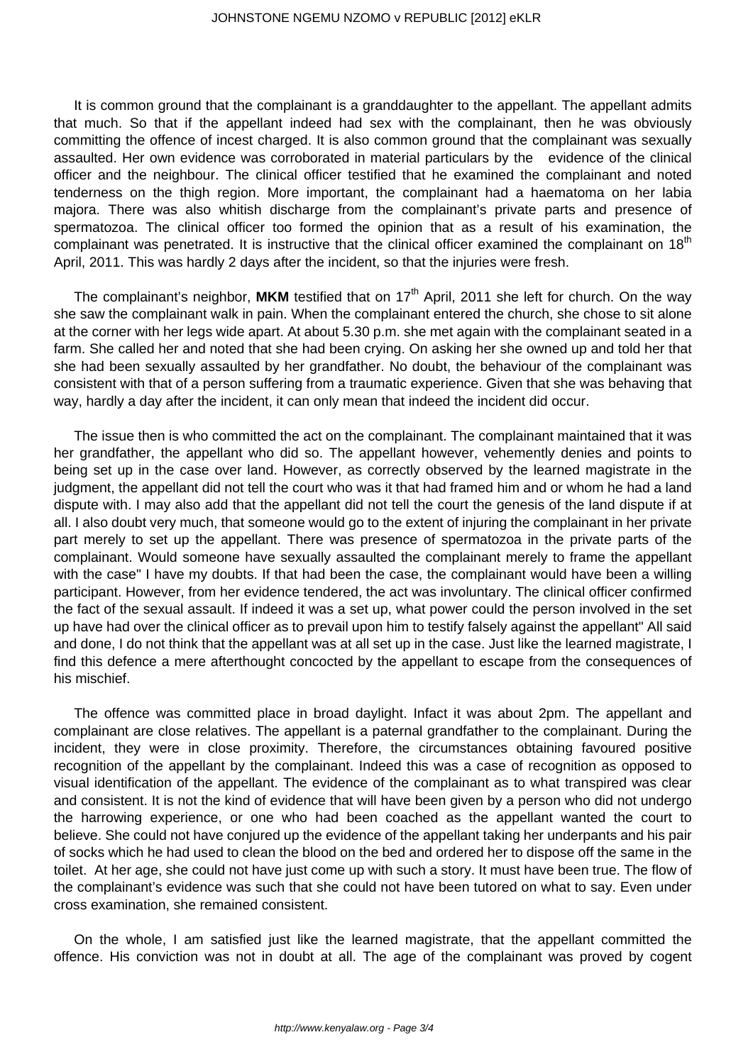It is common ground that the complainant is a granddaughter to the appellant. The appellant admits that much. So that if the appellant indeed had sex with the complainant, then he was obviously committing the offence of incest charged. It is also common ground that the complainant was sexually assaulted. Her own evidence was corroborated in material particulars by the evidence of the clinical officer and the neighbour. The clinical officer testified that he examined the complainant and noted tenderness on the thigh region. More important, the complainant had a haematoma on her labia majora. There was also whitish discharge from the complainant's private parts and presence of spermatozoa. The clinical officer too formed the opinion that as a result of his examination, the complainant was penetrated. It is instructive that the clinical officer examined the complainant on 18th April, 2011. This was hardly 2 days after the incident, so that the injuries were fresh.

The complainant's neighbor, **MKM** testified that on 17th April, 2011 she left for church. On the way she saw the complainant walk in pain. When the complainant entered the church, she chose to sit alone at the corner with her legs wide apart. At about 5.30 p.m. she met again with the complainant seated in a farm. She called her and noted that she had been crying. On asking her she owned up and told her that she had been sexually assaulted by her grandfather. No doubt, the behaviour of the complainant was consistent with that of a person suffering from a traumatic experience. Given that she was behaving that way, hardly a day after the incident, it can only mean that indeed the incident did occur.

The issue then is who committed the act on the complainant. The complainant maintained that it was her grandfather, the appellant who did so. The appellant however, vehemently denies and points to being set up in the case over land. However, as correctly observed by the learned magistrate in the judgment, the appellant did not tell the court who was it that had framed him and or whom he had a land dispute with. I may also add that the appellant did not tell the court the genesis of the land dispute if at all. I also doubt very much, that someone would go to the extent of injuring the complainant in her private part merely to set up the appellant. There was presence of spermatozoa in the private parts of the complainant. Would someone have sexually assaulted the complainant merely to frame the appellant with the case" I have my doubts. If that had been the case, the complainant would have been a willing participant. However, from her evidence tendered, the act was involuntary. The clinical officer confirmed the fact of the sexual assault. If indeed it was a set up, what power could the person involved in the set up have had over the clinical officer as to prevail upon him to testify falsely against the appellant" All said and done, I do not think that the appellant was at all set up in the case. Just like the learned magistrate, I find this defence a mere afterthought concocted by the appellant to escape from the consequences of his mischief.

The offence was committed place in broad daylight. Infact it was about 2pm. The appellant and complainant are close relatives. The appellant is a paternal grandfather to the complainant. During the incident, they were in close proximity. Therefore, the circumstances obtaining favoured positive recognition of the appellant by the complainant. Indeed this was a case of recognition as opposed to visual identification of the appellant. The evidence of the complainant as to what transpired was clear and consistent. It is not the kind of evidence that will have been given by a person who did not undergo the harrowing experience, or one who had been coached as the appellant wanted the court to believe. She could not have conjured up the evidence of the appellant taking her underpants and his pair of socks which he had used to clean the blood on the bed and ordered her to dispose off the same in the toilet. At her age, she could not have just come up with such a story. It must have been true. The flow of the complainant's evidence was such that she could not have been tutored on what to say. Even under cross examination, she remained consistent.

On the whole, I am satisfied just like the learned magistrate, that the appellant committed the offence. His conviction was not in doubt at all. The age of the complainant was proved by cogent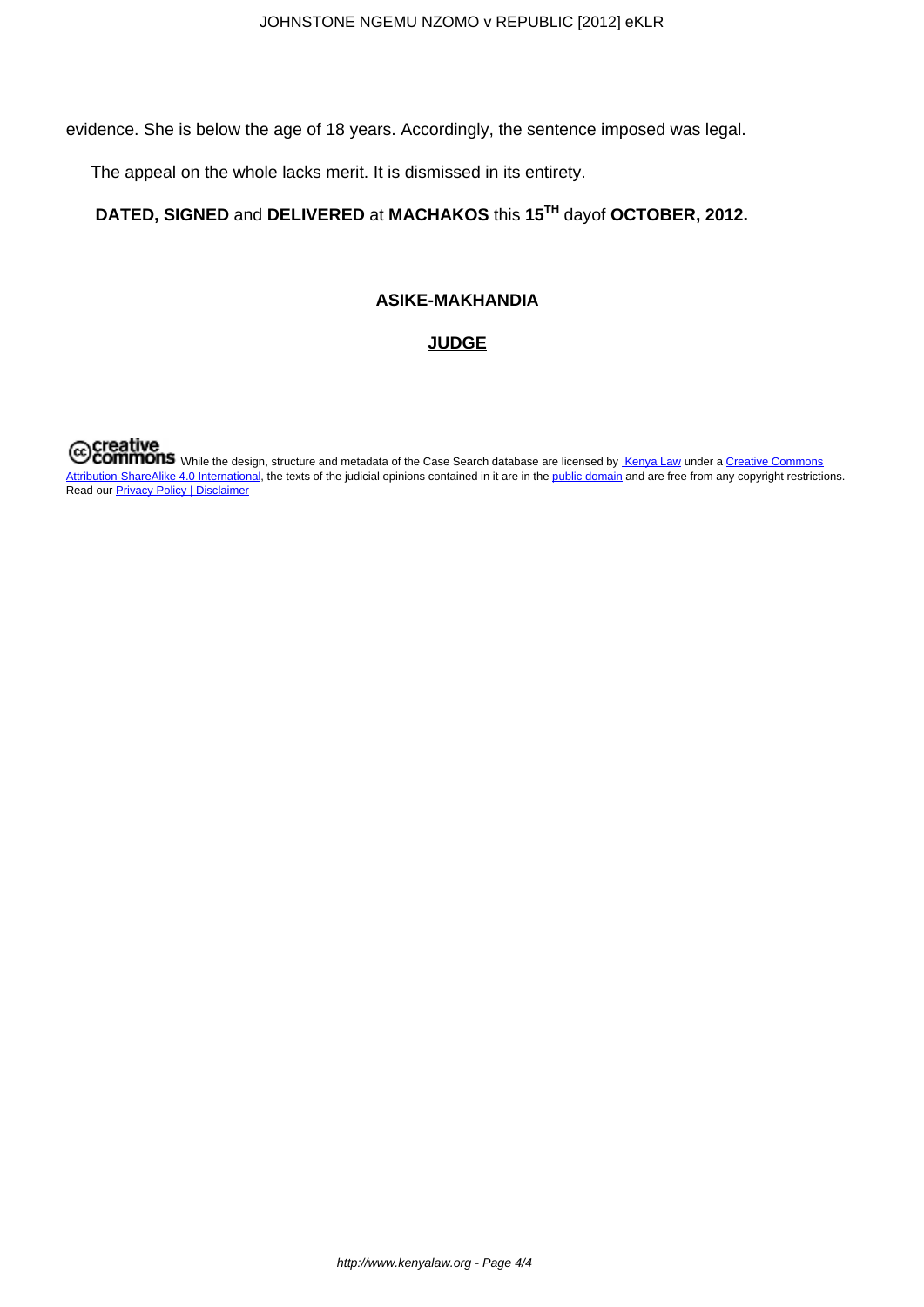evidence. She is below the age of 18 years. Accordingly, the sentence imposed was legal.

The appeal on the whole lacks merit. It is dismissed in its entirety.

**DATED, SIGNED** and **DELIVERED** at **MACHAKOS** this **15TH** dayof **OCTOBER, 2012.**

**ASIKE-MAKHANDIA**

**JUDGE**

While the design, structure and metadata of the Case Search database are licensed by Kenya Law under a Creative Commons Attribution-ShareAlike 4.0 International, the texts of the judicial opinions contained in it are in the public domain and are free from any copyright restrictions. Read our Privacy Policy | Disclaimer